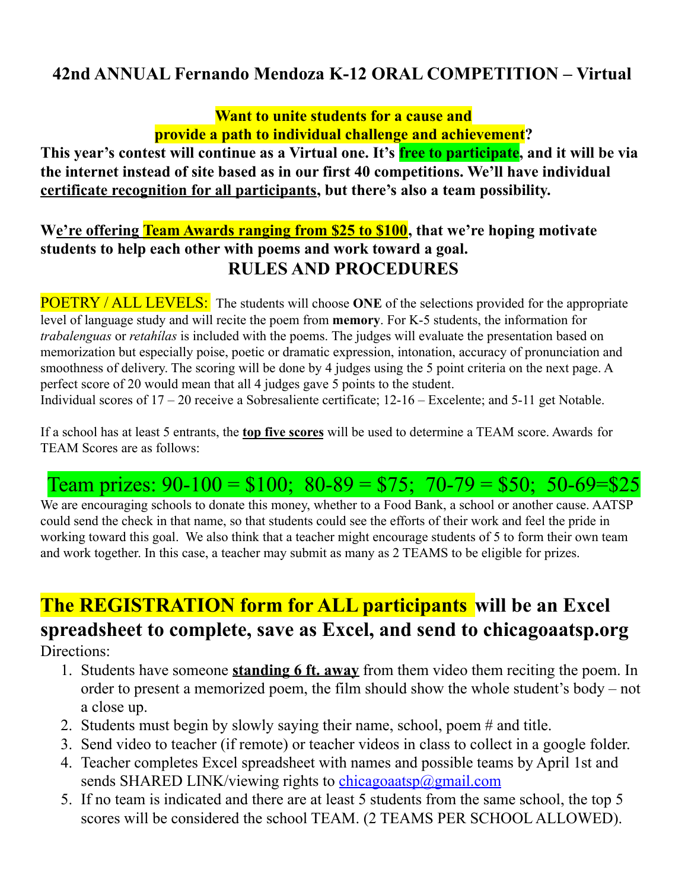# 42nd ANNUAL Fernando Mendoza K-12 ORAL COMPETITION – Virtual

**Want to unite students for a cause and provide a path to individual challenge and achievement?**

**This year's contest will continue as a Virtual one. It's free to participate, and it will be via the internet instead of site based as in our first 40 competitions. We'll have individual certificate recognition for all participants, but there's also a team possibility.**

**We're offering Team Awards ranging from $25 to $100, that we're hoping motivate students to help each other with poems and work toward a goal.**

## RULES AND PROCEDURES

POETRY / ALL LEVELS: The students will choose **ONE** of the selections provided for the appropriate level of language study and will recite the poem from **memory**. For K-5 students, the information for *trabalenguas* or *retahílas* is included with the poems. The judges will evaluate the presentation based on memorization but especially poise, poetic or dramatic expression, intonation, accuracy of pronunciation and smoothness of delivery. The scoring will be done by 4 judges using the 5 point criteria on the next page. A perfect score of 20 would mean that all 4 judges gave 5 points to the student.

Individual scores of 17 – 20 receive a Sobresaliente certificate; 12-16 – Excelente; and 5-11 get Notable.

If a school has at least 5 entrants, the **top five scores** will be used to determine a TEAM score. Awards for TEAM Scores are as follows:

Team prizes: 90-100 = $100; 80-89 = $75; 70-79 = $50; 50-69=$25

We are encouraging schools to donate this money, whether to a Food Bank, a school or another cause. AATSP could send the check in that name, so that students could see the efforts of their work and feel the pride in working toward this goal. We also think that a teacher might encourage students of 5 to form their own team and work together. In this case, a teacher may submit as many as 2 TEAMS to be eligible for prizes.

## The REGISTRATION form for ALL participants will be an Excel spreadsheet to complete, save as Excel, and send to chicagoaatsp.org

Directions:

1. Students have someone **standing 6 ft. away** from them video them reciting the poem. In order to present a memorized poem, the film should show the whole student's body – not a close up.
2. Students must begin by slowly saying their name, school, poem # and title.
3. Send video to teacher (if remote) or teacher videos in class to collect in a google folder.
4. Teacher completes Excel spreadsheet with names and possible teams by April 1st and sends SHARED LINK/viewing rights to chicagoaatsp@gmail.com
5. If no team is indicated and there are at least 5 students from the same school, the top 5 scores will be considered the school TEAM. (2 TEAMS PER SCHOOL ALLOWED).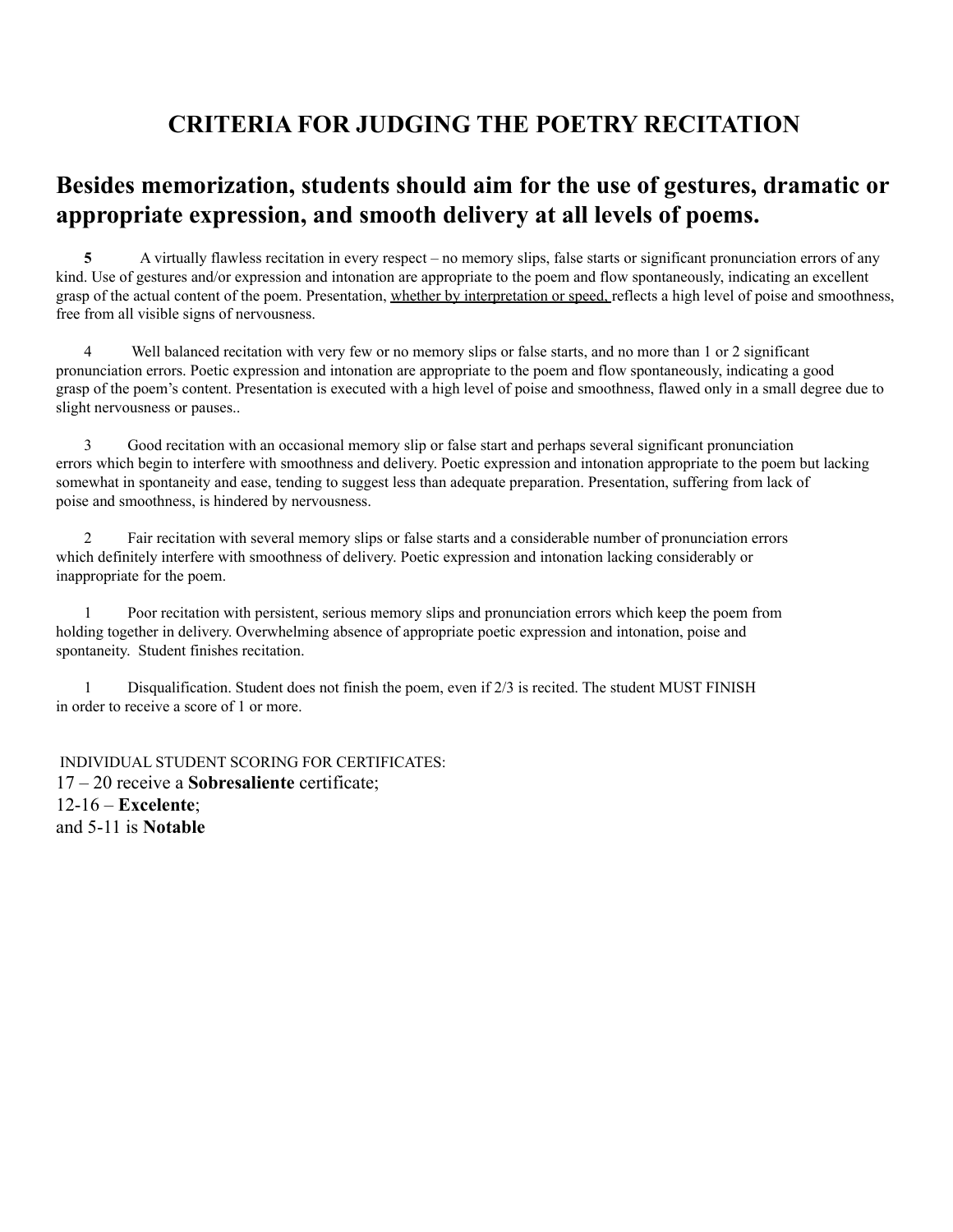# CRITERIA FOR JUDGING THE POETRY RECITATION

## Besides memorization, students should aim for the use of gestures, dramatic or appropriate expression, and smooth delivery at all levels of poems.

**5** A virtually flawless recitation in every respect – no memory slips, false starts or significant pronunciation errors of any kind. Use of gestures and/or expression and intonation are appropriate to the poem and flow spontaneously, indicating an excellent grasp of the actual content of the poem. Presentation, <u>whether by interpretation or speed,</u> reflects a high level of poise and smoothness, free from all visible signs of nervousness.

4 Well balanced recitation with very few or no memory slips or false starts, and no more than 1 or 2 significant pronunciation errors. Poetic expression and intonation are appropriate to the poem and flow spontaneously, indicating a good grasp of the poem's content. Presentation is executed with a high level of poise and smoothness, flawed only in a small degree due to slight nervousness or pauses..

3 Good recitation with an occasional memory slip or false start and perhaps several significant pronunciation errors which begin to interfere with smoothness and delivery. Poetic expression and intonation appropriate to the poem but lacking somewhat in spontaneity and ease, tending to suggest less than adequate preparation. Presentation, suffering from lack of poise and smoothness, is hindered by nervousness.

2 Fair recitation with several memory slips or false starts and a considerable number of pronunciation errors which definitely interfere with smoothness of delivery. Poetic expression and intonation lacking considerably or inappropriate for the poem.

1 Poor recitation with persistent, serious memory slips and pronunciation errors which keep the poem from holding together in delivery. Overwhelming absence of appropriate poetic expression and intonation, poise and spontaneity. Student finishes recitation.

1 Disqualification. Student does not finish the poem, even if 2/3 is recited. The student MUST FINISH in order to receive a score of 1 or more.

INDIVIDUAL STUDENT SCORING FOR CERTIFICATES:
17 – 20 receive a **Sobresaliente** certificate;
12-16 – **Excelente**;
and 5-11 is **Notable**